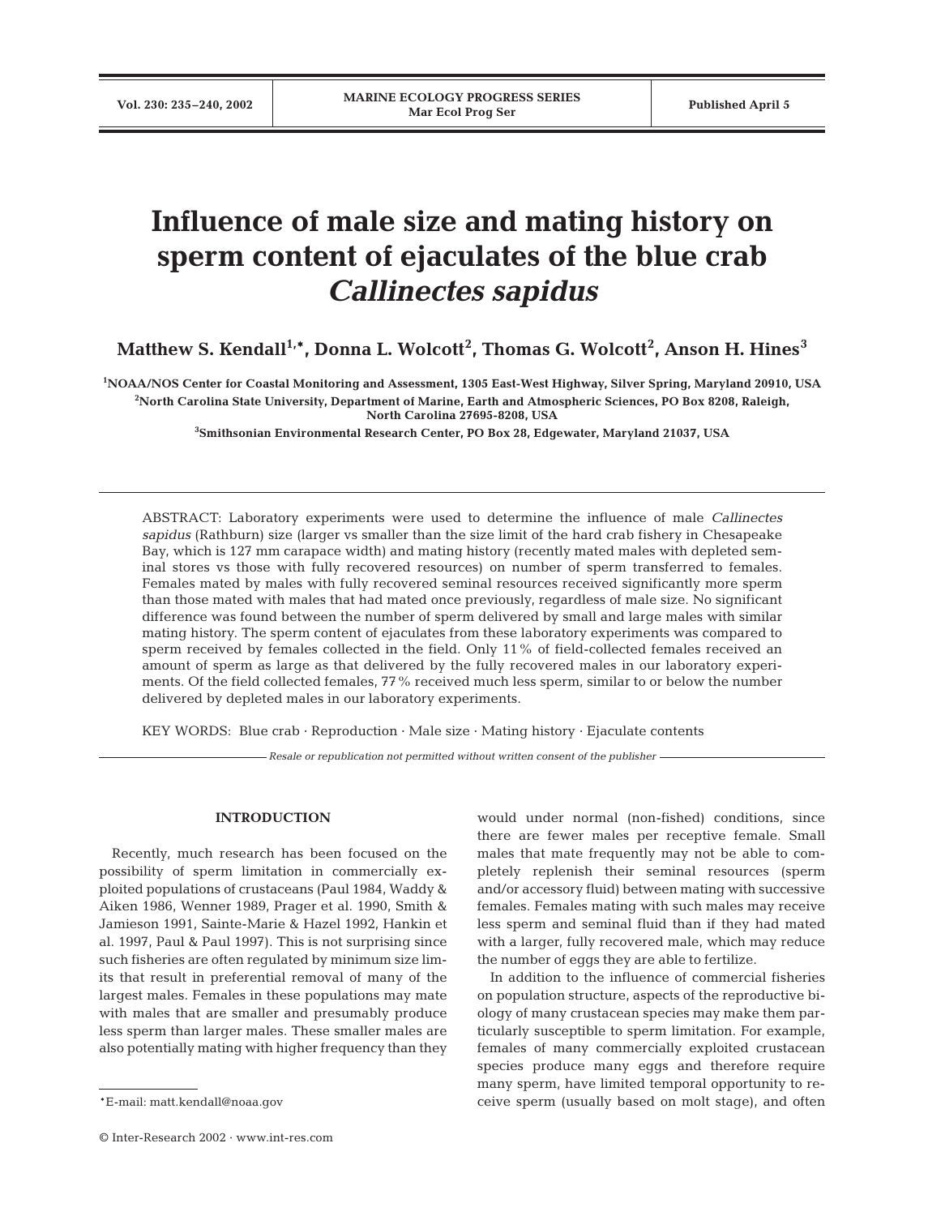# Influence of male size and mating history on sperm content of ejaculates of the blue crab *Callinectes sapidus*

**Matthew S. Kendall[1,*], Donna L. Wolcott[2], Thomas G. Wolcott[2], Anson H. Hines[3]**

[1]NOAA/NOS Center for Coastal Monitoring and Assessment, 1305 East-West Highway, Silver Spring, Maryland 20910, USA

[2]North Carolina State University, Department of Marine, Earth and Atmospheric Sciences, PO Box 8208, Raleigh, North Carolina 27695-8208, USA

[3]Smithsonian Environmental Research Center, PO Box 28, Edgewater, Maryland 21037, USA

ABSTRACT: Laboratory experiments were used to determine the influence of male *Callinectes sapidus* (Rathburn) size (larger vs smaller than the size limit of the hard crab fishery in Chesapeake Bay, which is 127 mm carapace width) and mating history (recently mated males with depleted seminal stores vs those with fully recovered resources) on number of sperm transferred to females. Females mated by males with fully recovered seminal resources received significantly more sperm than those mated with males that had mated once previously, regardless of male size. No significant difference was found between the number of sperm delivered by small and large males with similar mating history. The sperm content of ejaculates from these laboratory experiments was compared to sperm received by females collected in the field. Only 11% of field-collected females received an amount of sperm as large as that delivered by the fully recovered males in our laboratory experiments. Of the field collected females, 77% received much less sperm, similar to or below the number delivered by depleted males in our laboratory experiments.

KEY WORDS: Blue crab · Reproduction · Male size · Mating history · Ejaculate contents

*Resale or republication not permitted without written consent of the publisher*

## INTRODUCTION

Recently, much research has been focused on the possibility of sperm limitation in commercially exploited populations of crustaceans (Paul 1984, Waddy & Aiken 1986, Wenner 1989, Prager et al. 1990, Smith & Jamieson 1991, Sainte-Marie & Hazel 1992, Hankin et al. 1997, Paul & Paul 1997). This is not surprising since such fisheries are often regulated by minimum size limits that result in preferential removal of many of the largest males. Females in these populations may mate with males that are smaller and presumably produce less sperm than larger males. These smaller males are also potentially mating with higher frequency than they would under normal (non-fished) conditions, since there are fewer males per receptive female. Small males that mate frequently may not be able to completely replenish their seminal resources (sperm and/or accessory fluid) between mating with successive females. Females mating with such males may receive less sperm and seminal fluid than if they had mated with a larger, fully recovered male, which may reduce the number of eggs they are able to fertilize.

In addition to the influence of commercial fisheries on population structure, aspects of the reproductive biology of many crustacean species may make them particularly susceptible to sperm limitation. For example, females of many commercially exploited crustacean species produce many eggs and therefore require many sperm, have limited temporal opportunity to receive sperm (usually based on molt stage), and often

*E-mail: matt.kendall@noaa.gov

© Inter-Research 2002 · www.int-res.com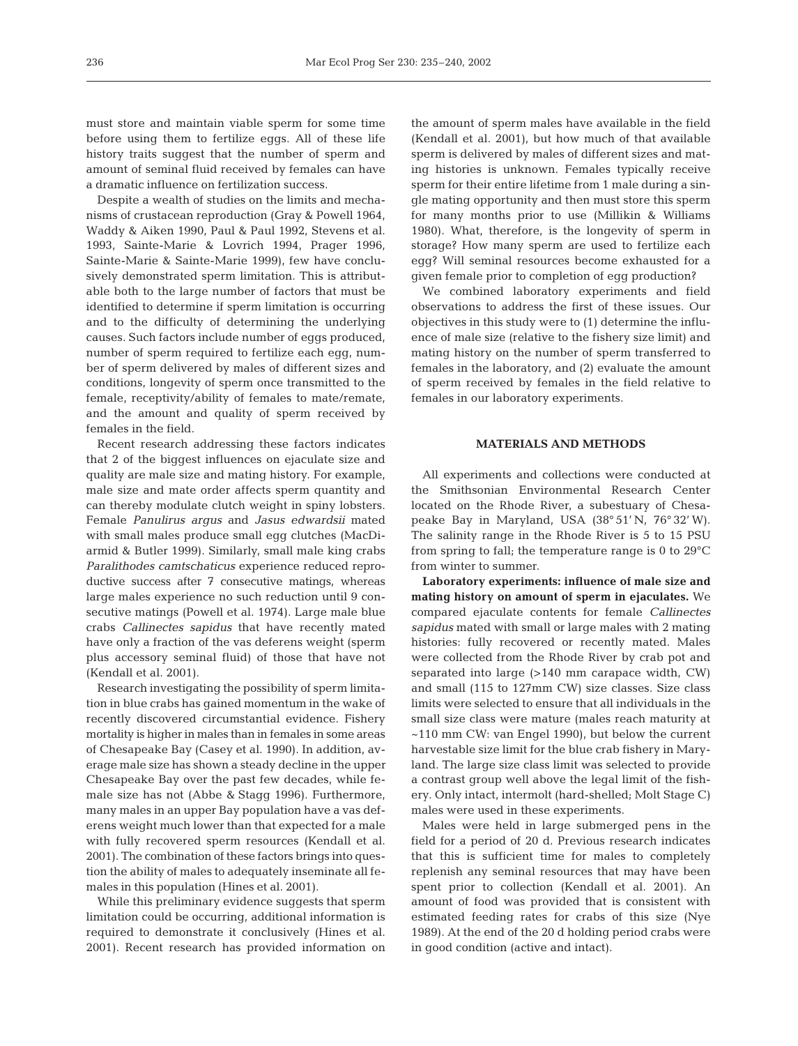must store and maintain viable sperm for some time before using them to fertilize eggs. All of these life history traits suggest that the number of sperm and amount of seminal fluid received by females can have a dramatic influence on fertilization success.

Despite a wealth of studies on the limits and mechanisms of crustacean reproduction (Gray & Powell 1964, Waddy & Aiken 1990, Paul & Paul 1992, Stevens et al. 1993, Sainte-Marie & Lovrich 1994, Prager 1996, Sainte-Marie & Sainte-Marie 1999), few have conclusively demonstrated sperm limitation. This is attributable both to the large number of factors that must be identified to determine if sperm limitation is occurring and to the difficulty of determining the underlying causes. Such factors include number of eggs produced, number of sperm required to fertilize each egg, number of sperm delivered by males of different sizes and conditions, longevity of sperm once transmitted to the female, receptivity/ability of females to mate/remate, and the amount and quality of sperm received by females in the field.

Recent research addressing these factors indicates that 2 of the biggest influences on ejaculate size and quality are male size and mating history. For example, male size and mate order affects sperm quantity and can thereby modulate clutch weight in spiny lobsters. Female *Panulirus argus* and *Jasus edwardsii* mated with small males produce small egg clutches (MacDiarmid & Butler 1999). Similarly, small male king crabs *Paralithodes camtschaticus* experience reduced reproductive success after 7 consecutive matings, whereas large males experience no such reduction until 9 consecutive matings (Powell et al. 1974). Large male blue crabs *Callinectes sapidus* that have recently mated have only a fraction of the vas deferens weight (sperm plus accessory seminal fluid) of those that have not (Kendall et al. 2001).

Research investigating the possibility of sperm limitation in blue crabs has gained momentum in the wake of recently discovered circumstantial evidence. Fishery mortality is higher in males than in females in some areas of Chesapeake Bay (Casey et al. 1990). In addition, average male size has shown a steady decline in the upper Chesapeake Bay over the past few decades, while female size has not (Abbe & Stagg 1996). Furthermore, many males in an upper Bay population have a vas deferens weight much lower than that expected for a male with fully recovered sperm resources (Kendall et al. 2001). The combination of these factors brings into question the ability of males to adequately inseminate all females in this population (Hines et al. 2001).

While this preliminary evidence suggests that sperm limitation could be occurring, additional information is required to demonstrate it conclusively (Hines et al. 2001). Recent research has provided information on the amount of sperm males have available in the field (Kendall et al. 2001), but how much of that available sperm is delivered by males of different sizes and mating histories is unknown. Females typically receive sperm for their entire lifetime from 1 male during a single mating opportunity and then must store this sperm for many months prior to use (Millikin & Williams 1980). What, therefore, is the longevity of sperm in storage? How many sperm are used to fertilize each egg? Will seminal resources become exhausted for a given female prior to completion of egg production?

We combined laboratory experiments and field observations to address the first of these issues. Our objectives in this study were to (1) determine the influence of male size (relative to the fishery size limit) and mating history on the number of sperm transferred to females in the laboratory, and (2) evaluate the amount of sperm received by females in the field relative to females in our laboratory experiments.

## MATERIALS AND METHODS

All experiments and collections were conducted at the Smithsonian Environmental Research Center located on the Rhode River, a subestuary of Chesapeake Bay in Maryland, USA (38° 51′ N, 76° 32′ W). The salinity range in the Rhode River is 5 to 15 PSU from spring to fall; the temperature range is 0 to 29°C from winter to summer.

**Laboratory experiments: influence of male size and mating history on amount of sperm in ejaculates.** We compared ejaculate contents for female *Callinectes sapidus* mated with small or large males with 2 mating histories: fully recovered or recently mated. Males were collected from the Rhode River by crab pot and separated into large (>140 mm carapace width, CW) and small (115 to 127mm CW) size classes. Size class limits were selected to ensure that all individuals in the small size class were mature (males reach maturity at ~110 mm CW: van Engel 1990), but below the current harvestable size limit for the blue crab fishery in Maryland. The large size class limit was selected to provide a contrast group well above the legal limit of the fishery. Only intact, intermolt (hard-shelled; Molt Stage C) males were used in these experiments.

Males were held in large submerged pens in the field for a period of 20 d. Previous research indicates that this is sufficient time for males to completely replenish any seminal resources that may have been spent prior to collection (Kendall et al. 2001). An amount of food was provided that is consistent with estimated feeding rates for crabs of this size (Nye 1989). At the end of the 20 d holding period crabs were in good condition (active and intact).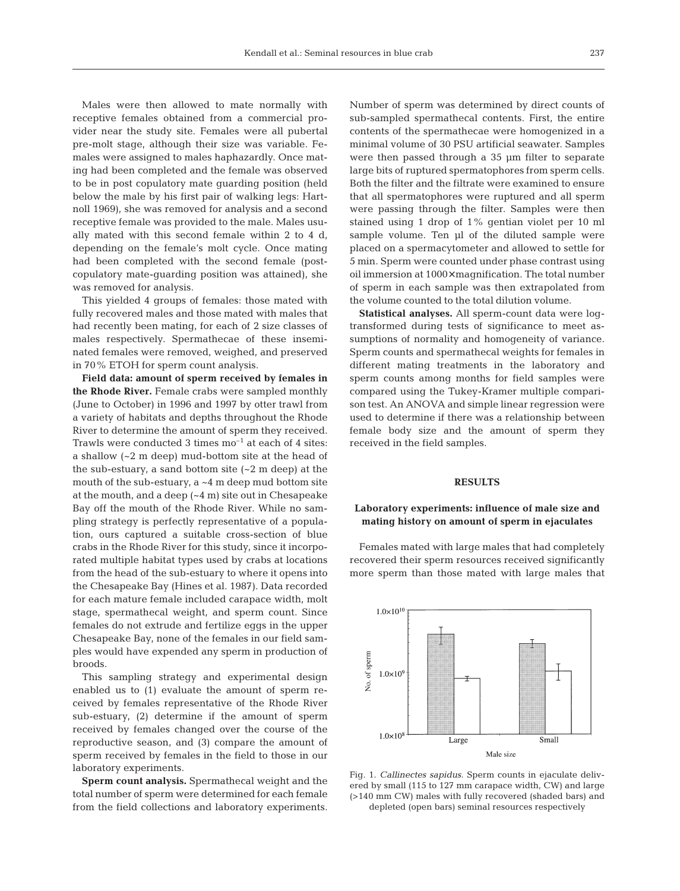Males were then allowed to mate normally with receptive females obtained from a commercial provider near the study site. Females were all pubertal pre-molt stage, although their size was variable. Females were assigned to males haphazardly. Once mating had been completed and the female was observed to be in post copulatory mate guarding position (held below the male by his first pair of walking legs: Hartnoll 1969), she was removed for analysis and a second receptive female was provided to the male. Males usually mated with this second female within 2 to 4 d, depending on the female's molt cycle. Once mating had been completed with the second female (post-copulatory mate-guarding position was attained), she was removed for analysis.

This yielded 4 groups of females: those mated with fully recovered males and those mated with males that had recently been mating, for each of 2 size classes of males respectively. Spermathecae of these inseminated females were removed, weighed, and preserved in 70% ETOH for sperm count analysis.

**Field data: amount of sperm received by females in the Rhode River.** Female crabs were sampled monthly (June to October) in 1996 and 1997 by otter trawl from a variety of habitats and depths throughout the Rhode River to determine the amount of sperm they received. Trawls were conducted 3 times $mo^{-1}$ at each of 4 sites: a shallow (~2 m deep) mud-bottom site at the head of the sub-estuary, a sand bottom site (~2 m deep) at the mouth of the sub-estuary, a ~4 m deep mud bottom site at the mouth, and a deep (~4 m) site out in Chesapeake Bay off the mouth of the Rhode River. While no sampling strategy is perfectly representative of a population, ours captured a suitable cross-section of blue crabs in the Rhode River for this study, since it incorporated multiple habitat types used by crabs at locations from the head of the sub-estuary to where it opens into the Chesapeake Bay (Hines et al. 1987). Data recorded for each mature female included carapace width, molt stage, spermathecal weight, and sperm count. Since females do not extrude and fertilize eggs in the upper Chesapeake Bay, none of the females in our field samples would have expended any sperm in production of broods.

This sampling strategy and experimental design enabled us to (1) evaluate the amount of sperm received by females representative of the Rhode River sub-estuary, (2) determine if the amount of sperm received by females changed over the course of the reproductive season, and (3) compare the amount of sperm received by females in the field to those in our laboratory experiments.

**Sperm count analysis.** Spermathecal weight and the total number of sperm were determined for each female from the field collections and laboratory experiments. Number of sperm was determined by direct counts of sub-sampled spermathecal contents. First, the entire contents of the spermathecae were homogenized in a minimal volume of 30 PSU artificial seawater. Samples were then passed through a 35 µm filter to separate large bits of ruptured spermatophores from sperm cells. Both the filter and the filtrate were examined to ensure that all spermatophores were ruptured and all sperm were passing through the filter. Samples were then stained using 1 drop of 1% gentian violet per 10 ml sample volume. Ten µl of the diluted sample were placed on a spermacytometer and allowed to settle for 5 min. Sperm were counted under phase contrast using oil immersion at 1000× magnification. The total number of sperm in each sample was then extrapolated from the volume counted to the total dilution volume.

**Statistical analyses.** All sperm-count data were log-transformed during tests of significance to meet assumptions of normality and homogeneity of variance. Sperm counts and spermathecal weights for females in different mating treatments in the laboratory and sperm counts among months for field samples were compared using the Tukey-Kramer multiple comparison test. An ANOVA and simple linear regression were used to determine if there was a relationship between female body size and the amount of sperm they received in the field samples.

## RESULTS

### Laboratory experiments: influence of male size and mating history on amount of sperm in ejaculates

Females mated with large males that had completely recovered their sperm resources received significantly more sperm than those mated with large males that

Fig. 1. *Callinectes sapidus.* Sperm counts in ejaculate delivered by small (115 to 127 mm carapace width, CW) and large (>140 mm CW) males with fully recovered (shaded bars) and depleted (open bars) seminal resources respectively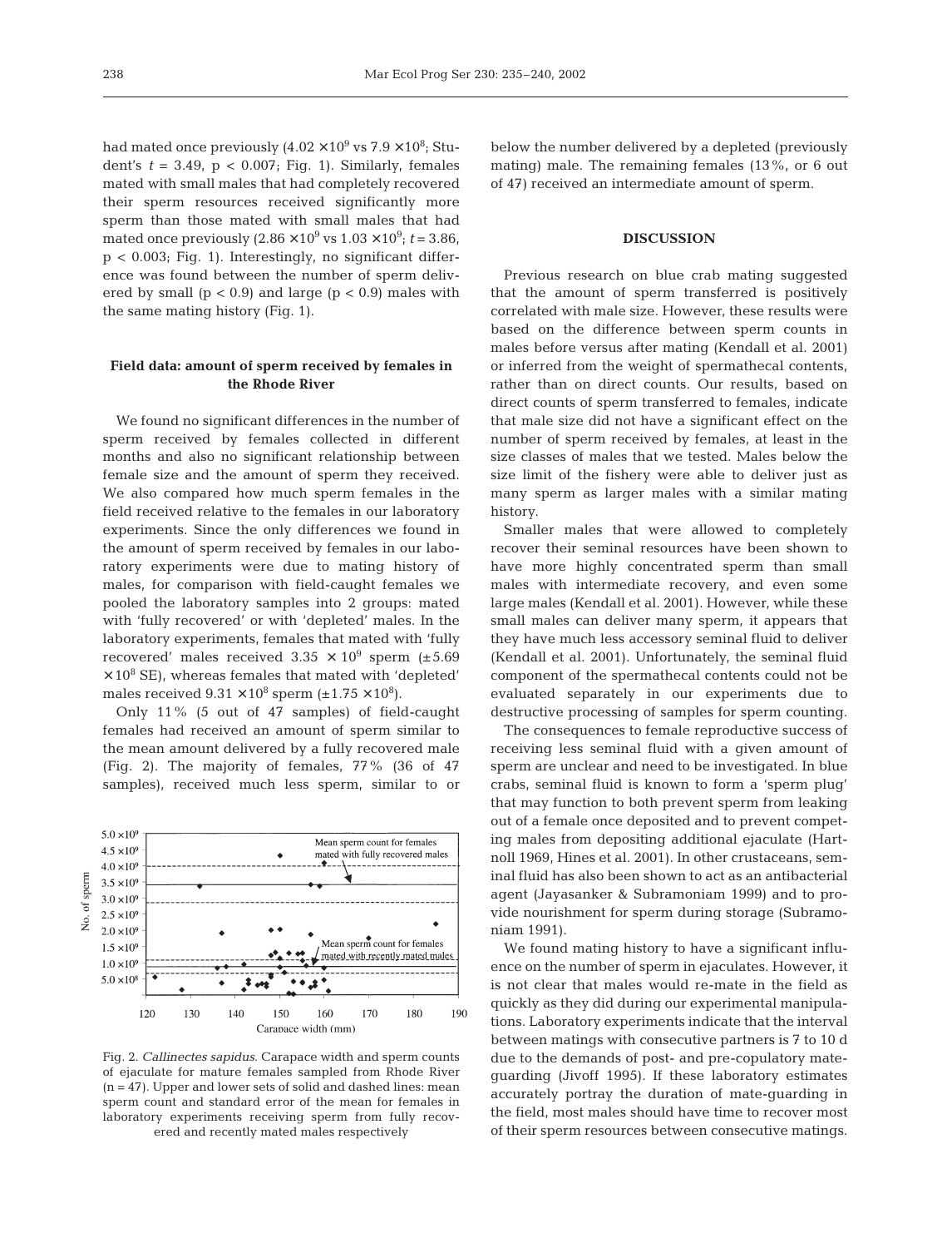had mated once previously ($4.02 \times 10^9$ vs $7.9 \times 10^8$; Student's $t = 3.49$, $p < 0.007$; Fig. 1). Similarly, females mated with small males that had completely recovered their sperm resources received significantly more sperm than those mated with small males that had mated once previously ($2.86 \times 10^9$ vs $1.03 \times 10^9$; $t = 3.86$, $p < 0.003$; Fig. 1). Interestingly, no significant difference was found between the number of sperm delivered by small ($p < 0.9$) and large ($p < 0.9$) males with the same mating history (Fig. 1).

### Field data: amount of sperm received by females in the Rhode River

We found no significant differences in the number of sperm received by females collected in different months and also no significant relationship between female size and the amount of sperm they received. We also compared how much sperm females in the field received relative to the females in our laboratory experiments. Since the only differences we found in the amount of sperm received by females in our laboratory experiments were due to mating history of males, for comparison with field-caught females we pooled the laboratory samples into 2 groups: mated with 'fully recovered' or with 'depleted' males. In the laboratory experiments, females that mated with 'fully recovered' males received $3.35 \times 10^9$ sperm ($\pm 5.69 \times 10^8$ SE), whereas females that mated with 'depleted' males received $9.31 \times 10^8$ sperm ($\pm 1.75 \times 10^8$).

Only 11% (5 out of 47 samples) of field-caught females had received an amount of sperm similar to the mean amount delivered by a fully recovered male (Fig. 2). The majority of females, 77% (36 of 47 samples), received much less sperm, similar to or below the number delivered by a depleted (previously mating) male. The remaining females (13%, or 6 out of 47) received an intermediate amount of sperm.

Fig. 2. *Callinectes sapidus*. Carapace width and sperm counts of ejaculate for mature females sampled from Rhode River ($n = 47$). Upper and lower sets of solid and dashed lines: mean sperm count and standard error of the mean for females in laboratory experiments receiving sperm from fully recovered and recently mated males respectively

## DISCUSSION

Previous research on blue crab mating suggested that the amount of sperm transferred is positively correlated with male size. However, these results were based on the difference between sperm counts in males before versus after mating (Kendall et al. 2001) or inferred from the weight of spermathecal contents, rather than on direct counts. Our results, based on direct counts of sperm transferred to females, indicate that male size did not have a significant effect on the number of sperm received by females, at least in the size classes of males that we tested. Males below the size limit of the fishery were able to deliver just as many sperm as larger males with a similar mating history.

Smaller males that were allowed to completely recover their seminal resources have been shown to have more highly concentrated sperm than small males with intermediate recovery, and even some large males (Kendall et al. 2001). However, while these small males can deliver many sperm, it appears that they have much less accessory seminal fluid to deliver (Kendall et al. 2001). Unfortunately, the seminal fluid component of the spermathecal contents could not be evaluated separately in our experiments due to destructive processing of samples for sperm counting.

The consequences to female reproductive success of receiving less seminal fluid with a given amount of sperm are unclear and need to be investigated. In blue crabs, seminal fluid is known to form a 'sperm plug' that may function to both prevent sperm from leaking out of a female once deposited and to prevent competing males from depositing additional ejaculate (Hartnoll 1969, Hines et al. 2001). In other crustaceans, seminal fluid has also been shown to act as an antibacterial agent (Jayasanker & Subramoniam 1999) and to provide nourishment for sperm during storage (Subramoniam 1991).

We found mating history to have a significant influence on the number of sperm in ejaculates. However, it is not clear that males would re-mate in the field as quickly as they did during our experimental manipulations. Laboratory experiments indicate that the interval between matings with consecutive partners is 7 to 10 d due to the demands of post- and pre-copulatory mate-guarding (Jivoff 1995). If these laboratory estimates accurately portray the duration of mate-guarding in the field, most males should have time to recover most of their sperm resources between consecutive matings.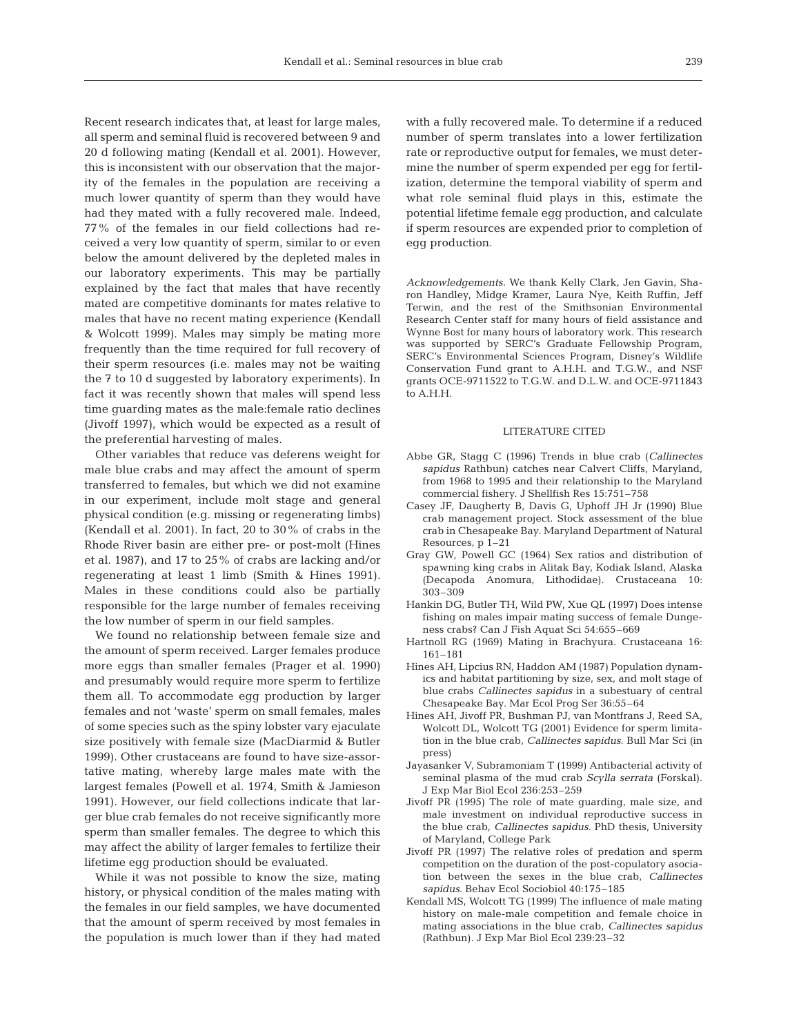Recent research indicates that, at least for large males, all sperm and seminal fluid is recovered between 9 and 20 d following mating (Kendall et al. 2001). However, this is inconsistent with our observation that the majority of the females in the population are receiving a much lower quantity of sperm than they would have had they mated with a fully recovered male. Indeed, 77% of the females in our field collections had received a very low quantity of sperm, similar to or even below the amount delivered by the depleted males in our laboratory experiments. This may be partially explained by the fact that males that have recently mated are competitive dominants for mates relative to males that have no recent mating experience (Kendall & Wolcott 1999). Males may simply be mating more frequently than the time required for full recovery of their sperm resources (i.e. males may not be waiting the 7 to 10 d suggested by laboratory experiments). In fact it was recently shown that males will spend less time guarding mates as the male:female ratio declines (Jivoff 1997), which would be expected as a result of the preferential harvesting of males.

Other variables that reduce vas deferens weight for male blue crabs and may affect the amount of sperm transferred to females, but which we did not examine in our experiment, include molt stage and general physical condition (e.g. missing or regenerating limbs) (Kendall et al. 2001). In fact, 20 to 30% of crabs in the Rhode River basin are either pre- or post-molt (Hines et al. 1987), and 17 to 25% of crabs are lacking and/or regenerating at least 1 limb (Smith & Hines 1991). Males in these conditions could also be partially responsible for the large number of females receiving the low number of sperm in our field samples.

We found no relationship between female size and the amount of sperm received. Larger females produce more eggs than smaller females (Prager et al. 1990) and presumably would require more sperm to fertilize them all. To accommodate egg production by larger females and not 'waste' sperm on small females, males of some species such as the spiny lobster vary ejaculate size positively with female size (MacDiarmid & Butler 1999). Other crustaceans are found to have size-assortative mating, whereby large males mate with the largest females (Powell et al. 1974, Smith & Jamieson 1991). However, our field collections indicate that larger blue crab females do not receive significantly more sperm than smaller females. The degree to which this may affect the ability of larger females to fertilize their lifetime egg production should be evaluated.

While it was not possible to know the size, mating history, or physical condition of the males mating with the females in our field samples, we have documented that the amount of sperm received by most females in the population is much lower than if they had mated with a fully recovered male. To determine if a reduced number of sperm translates into a lower fertilization rate or reproductive output for females, we must determine the number of sperm expended per egg for fertilization, determine the temporal viability of sperm and what role seminal fluid plays in this, estimate the potential lifetime female egg production, and calculate if sperm resources are expended prior to completion of egg production.

*Acknowledgements.* We thank Kelly Clark, Jen Gavin, Sharon Handley, Midge Kramer, Laura Nye, Keith Ruffin, Jeff Terwin, and the rest of the Smithsonian Environmental Research Center staff for many hours of field assistance and Wynne Bost for many hours of laboratory work. This research was supported by SERC's Graduate Fellowship Program, SERC's Environmental Sciences Program, Disney's Wildlife Conservation Fund grant to A.H.H. and T.G.W., and NSF grants OCE-9711522 to T.G.W. and D.L.W. and OCE-9711843 to A.H.H.

## LITERATURE CITED

- Abbe GR, Stagg C (1996) Trends in blue crab (*Callinectes sapidus* Rathbun) catches near Calvert Cliffs, Maryland, from 1968 to 1995 and their relationship to the Maryland commercial fishery. J Shellfish Res 15:751–758
- Casey JF, Daugherty B, Davis G, Uphoff JH Jr (1990) Blue crab management project. Stock assessment of the blue crab in Chesapeake Bay. Maryland Department of Natural Resources, p 1–21
- Gray GW, Powell GC (1964) Sex ratios and distribution of spawning king crabs in Alitak Bay, Kodiak Island, Alaska (Decapoda Anomura, Lithodidae). Crustaceana 10: 303–309
- Hankin DG, Butler TH, Wild PW, Xue QL (1997) Does intense fishing on males impair mating success of female Dungeness crabs? Can J Fish Aquat Sci 54:655–669
- Hartnoll RG (1969) Mating in Brachyura. Crustaceana 16: 161–181
- Hines AH, Lipcius RN, Haddon AM (1987) Population dynamics and habitat partitioning by size, sex, and molt stage of blue crabs *Callinectes sapidus* in a subestuary of central Chesapeake Bay. Mar Ecol Prog Ser 36:55–64
- Hines AH, Jivoff PR, Bushman PJ, van Montfrans J, Reed SA, Wolcott DL, Wolcott TG (2001) Evidence for sperm limitation in the blue crab, *Callinectes sapidus*. Bull Mar Sci (in press)
- Jayasanker V, Subramoniam T (1999) Antibacterial activity of seminal plasma of the mud crab *Scylla serrata* (Forskal). J Exp Mar Biol Ecol 236:253–259
- Jivoff PR (1995) The role of mate guarding, male size, and male investment on individual reproductive success in the blue crab, *Callinectes sapidus*. PhD thesis, University of Maryland, College Park
- Jivoff PR (1997) The relative roles of predation and sperm competition on the duration of the post-copulatory association between the sexes in the blue crab, *Callinectes sapidus*. Behav Ecol Sociobiol 40:175–185
- Kendall MS, Wolcott TG (1999) The influence of male mating history on male-male competition and female choice in mating associations in the blue crab, *Callinectes sapidus* (Rathbun). J Exp Mar Biol Ecol 239:23–32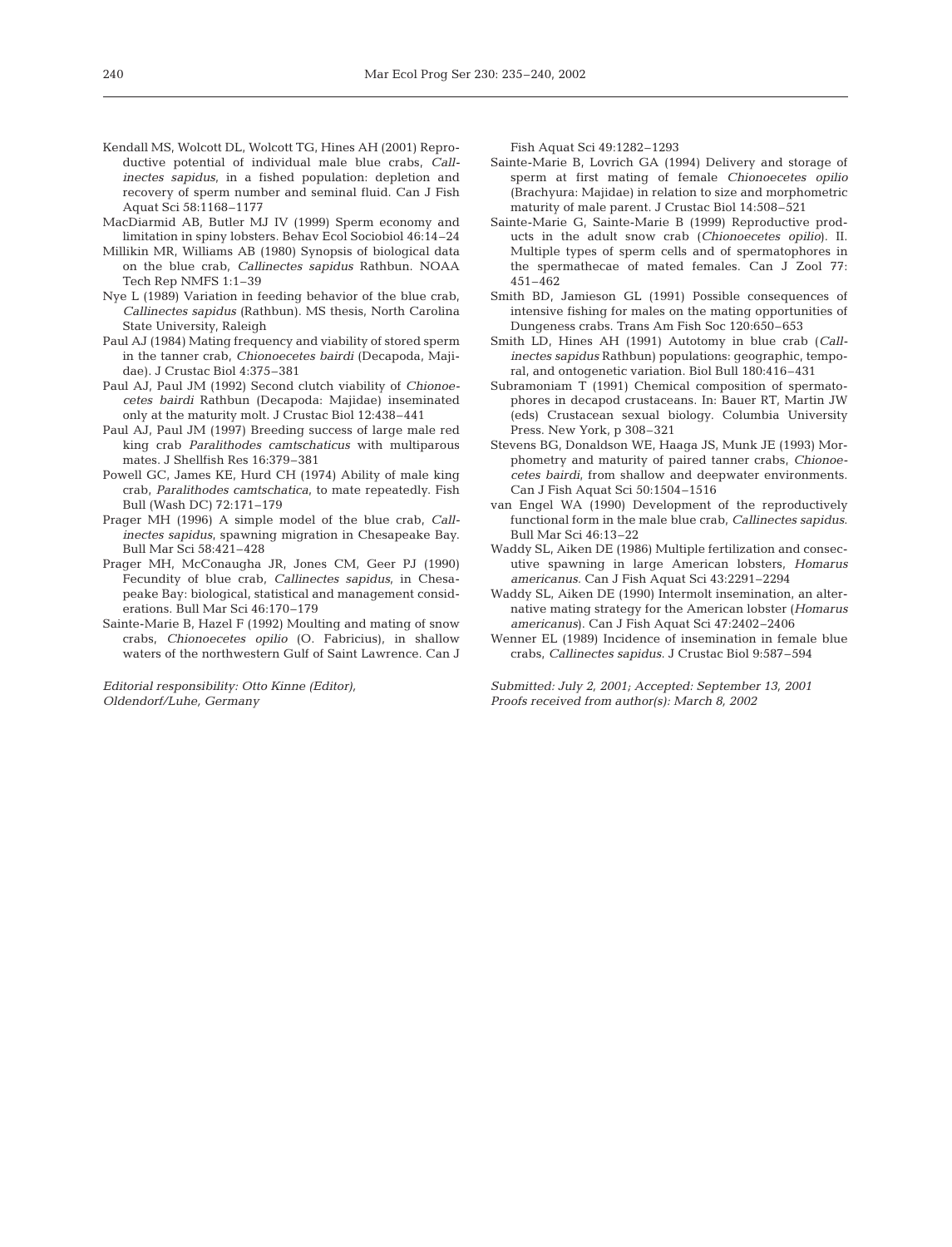Kendall MS, Wolcott DL, Wolcott TG, Hines AH (2001) Reproductive potential of individual male blue crabs, *Callinectes sapidus*, in a fished population: depletion and recovery of sperm number and seminal fluid. Can J Fish Aquat Sci 58:1168–1177

MacDiarmid AB, Butler MJ IV (1999) Sperm economy and limitation in spiny lobsters. Behav Ecol Sociobiol 46:14–24

Millikin MR, Williams AB (1980) Synopsis of biological data on the blue crab, *Callinectes sapidus* Rathbun. NOAA Tech Rep NMFS 1:1–39

Nye L (1989) Variation in feeding behavior of the blue crab, *Callinectes sapidus* (Rathbun). MS thesis, North Carolina State University, Raleigh

Paul AJ (1984) Mating frequency and viability of stored sperm in the tanner crab, *Chionoecetes bairdi* (Decapoda, Majidae). J Crustac Biol 4:375–381

Paul AJ, Paul JM (1992) Second clutch viability of *Chionoecetes bairdi* Rathbun (Decapoda: Majidae) inseminated only at the maturity molt. J Crustac Biol 12:438–441

Paul AJ, Paul JM (1997) Breeding success of large male red king crab *Paralithodes camtschaticus* with multiparous mates. J Shellfish Res 16:379–381

Powell GC, James KE, Hurd CH (1974) Ability of male king crab, *Paralithodes camtschatica*, to mate repeatedly. Fish Bull (Wash DC) 72:171–179

Prager MH (1996) A simple model of the blue crab, *Callinectes sapidus*, spawning migration in Chesapeake Bay. Bull Mar Sci 58:421–428

Prager MH, McConaugha JR, Jones CM, Geer PJ (1990) Fecundity of blue crab, *Callinectes sapidus*, in Chesapeake Bay: biological, statistical and management considerations. Bull Mar Sci 46:170–179

Sainte-Marie B, Hazel F (1992) Moulting and mating of snow crabs, *Chionoecetes opilio* (O. Fabricius), in shallow waters of the northwestern Gulf of Saint Lawrence. Can J Fish Aquat Sci 49:1282–1293

Sainte-Marie B, Lovrich GA (1994) Delivery and storage of sperm at first mating of female *Chionoecetes opilio* (Brachyura: Majidae) in relation to size and morphometric maturity of male parent. J Crustac Biol 14:508–521

Sainte-Marie G, Sainte-Marie B (1999) Reproductive products in the adult snow crab (*Chionoecetes opilio*). II. Multiple types of sperm cells and of spermatophores in the spermathecae of mated females. Can J Zool 77: 451–462

Smith BD, Jamieson GL (1991) Possible consequences of intensive fishing for males on the mating opportunities of Dungeness crabs. Trans Am Fish Soc 120:650–653

Smith LD, Hines AH (1991) Autotomy in blue crab (*Callinectes sapidus* Rathbun) populations: geographic, temporal, and ontogenetic variation. Biol Bull 180:416–431

Subramoniam T (1991) Chemical composition of spermatophores in decapod crustaceans. In: Bauer RT, Martin JW (eds) Crustacean sexual biology. Columbia University Press. New York, p 308–321

Stevens BG, Donaldson WE, Haaga JS, Munk JE (1993) Morphometry and maturity of paired tanner crabs, *Chionoecetes bairdi*, from shallow and deepwater environments. Can J Fish Aquat Sci 50:1504–1516

van Engel WA (1990) Development of the reproductively functional form in the male blue crab, *Callinectes sapidus*. Bull Mar Sci 46:13–22

Waddy SL, Aiken DE (1986) Multiple fertilization and consecutive spawning in large American lobsters, *Homarus americanus*. Can J Fish Aquat Sci 43:2291–2294

Waddy SL, Aiken DE (1990) Intermolt insemination, an alternative mating strategy for the American lobster (*Homarus americanus*). Can J Fish Aquat Sci 47:2402–2406

Wenner EL (1989) Incidence of insemination in female blue crabs, *Callinectes sapidus*. J Crustac Biol 9:587–594

*Editorial responsibility: Otto Kinne (Editor), Oldendorf/Luhe, Germany*

*Submitted: July 2, 2001; Accepted: September 13, 2001*
*Proofs received from author(s): March 8, 2002*